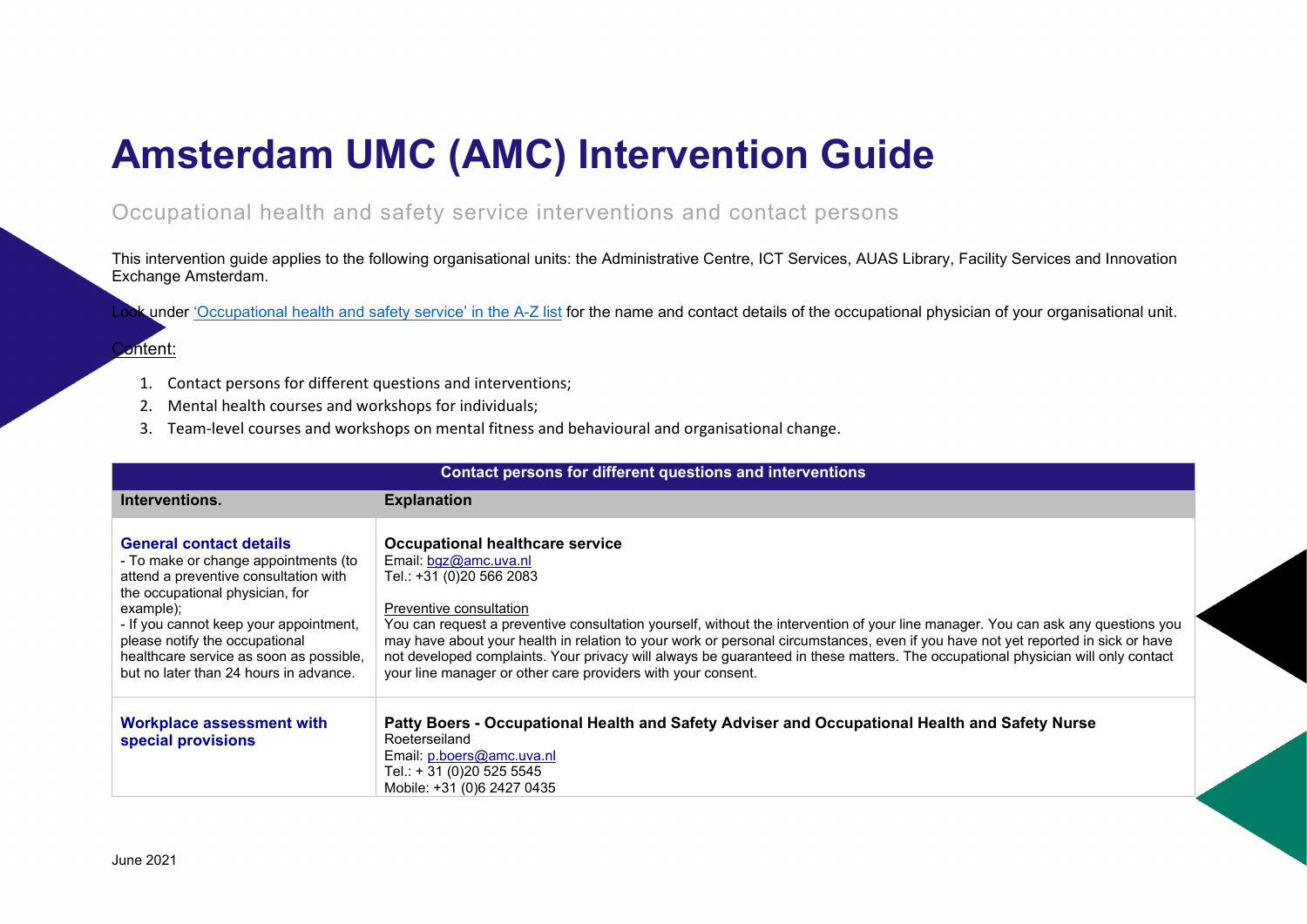# Amsterdam UMC (AMC) Intervention Guide

## Occupational health and safety service interventions and contact persons

This intervention guide applies to the following organisational units: the Administrative Centre, ICT Services, AUAS Library, Facility Services and Innovation Exchange Amsterdam.

Look under 'Occupational health and safety service' in the A-Z list for the name and contact details of the occupational physician of your organisational unit.

Content:

1. Contact persons for different questions and interventions;
2. Mental health courses and workshops for individuals;
3. Team-level courses and workshops on mental fitness and behavioural and organisational change.

| Contact persons for different questions and interventions | |
|---|---|
| **Interventions.** | **Explanation** |
| **General contact details**<br>- To make or change appointments (to attend a preventive consultation with the occupational physician, for example);<br>- If you cannot keep your appointment, please notify the occupational healthcare service as soon as possible, but no later than 24 hours in advance. | **Occupational healthcare service**<br>Email: bgz@amc.uva.nl<br>Tel.: +31 (0)20 566 2083<br><br>Preventive consultation<br>You can request a preventive consultation yourself, without the intervention of your line manager. You can ask any questions you may have about your health in relation to your work or personal circumstances, even if you have not yet reported in sick or have not developed complaints. Your privacy will always be guaranteed in these matters. The occupational physician will only contact your line manager or other care providers with your consent. |
| **Workplace assessment with special provisions** | **Patty Boers - Occupational Health and Safety Adviser and Occupational Health and Safety Nurse**<br>Roeterseiland<br>Email: p.boers@amc.uva.nl<br>Tel.: + 31 (0)20 525 5545<br>Mobile: +31 (0)6 2427 0435 |

June 2021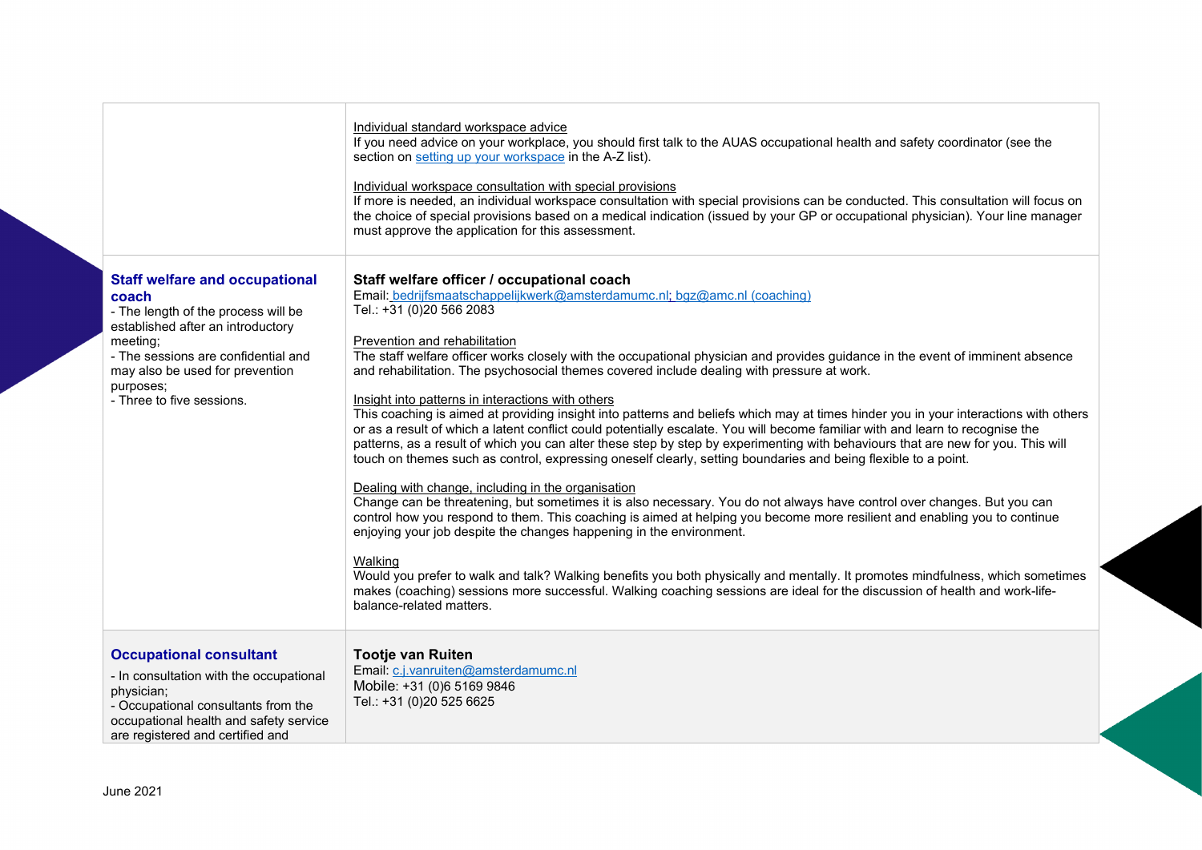| | |
|---|---|
| | Individual standard workspace advice<br>If you need advice on your workplace, you should first talk to the AUAS occupational health and safety coordinator (see the section on setting up your workspace in the A-Z list).<br><br>Individual workspace consultation with special provisions<br>If more is needed, an individual workspace consultation with special provisions can be conducted. This consultation will focus on the choice of special provisions based on a medical indication (issued by your GP or occupational physician). Your line manager must approve the application for this assessment. |
| **Staff welfare and occupational coach**<br>- The length of the process will be established after an introductory meeting;<br>- The sessions are confidential and may also be used for prevention purposes;<br>- Three to five sessions. | **Staff welfare officer / occupational coach**<br>Email: bedrijfsmaatschappelijkwerk@amsterdamumc.nl; bgz@amc.nl (coaching)<br>Tel.: +31 (0)20 566 2083<br><br>Prevention and rehabilitation<br>The staff welfare officer works closely with the occupational physician and provides guidance in the event of imminent absence and rehabilitation. The psychosocial themes covered include dealing with pressure at work.<br><br>Insight into patterns in interactions with others<br>This coaching is aimed at providing insight into patterns and beliefs which may at times hinder you in your interactions with others or as a result of which a latent conflict could potentially escalate. You will become familiar with and learn to recognise the patterns, as a result of which you can alter these step by step by experimenting with behaviours that are new for you. This will touch on themes such as control, expressing oneself clearly, setting boundaries and being flexible to a point.<br><br>Dealing with change, including in the organisation<br>Change can be threatening, but sometimes it is also necessary. You do not always have control over changes. But you can control how you respond to them. This coaching is aimed at helping you become more resilient and enabling you to continue enjoying your job despite the changes happening in the environment.<br><br>Walking<br>Would you prefer to walk and talk? Walking benefits you both physically and mentally. It promotes mindfulness, which sometimes makes (coaching) sessions more successful. Walking coaching sessions are ideal for the discussion of health and work-life-balance-related matters. |
| **Occupational consultant**<br>- In consultation with the occupational physician;<br>- Occupational consultants from the occupational health and safety service are registered and certified and | **Tootje van Ruiten**<br>Email: c.j.vanruiten@amsterdamumc.nl<br>Mobile: +31 (0)6 5169 9846<br>Tel.: +31 (0)20 525 6625 |

June 2021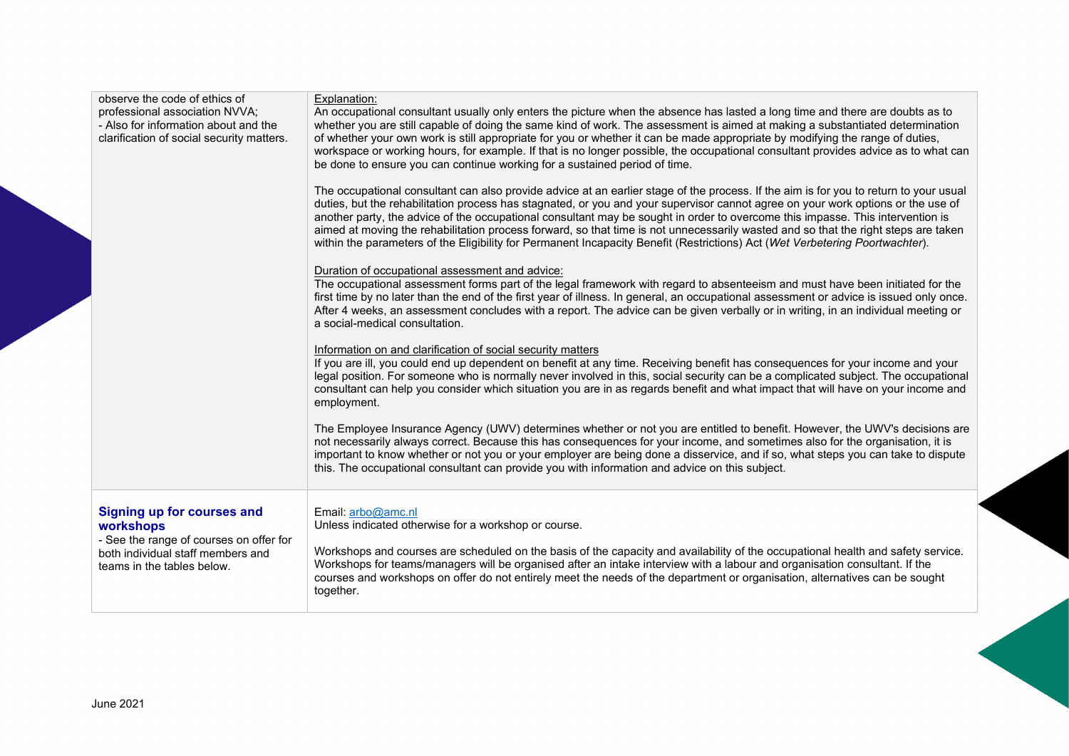| | |
|---|---|
| observe the code of ethics of professional association NVVA;<br>- Also for information about and the clarification of social security matters. | Explanation:<br>An occupational consultant usually only enters the picture when the absence has lasted a long time and there are doubts as to whether you are still capable of doing the same kind of work. The assessment is aimed at making a substantiated determination of whether your own work is still appropriate for you or whether it can be made appropriate by modifying the range of duties, workspace or working hours, for example. If that is no longer possible, the occupational consultant provides advice as to what can be done to ensure you can continue working for a sustained period of time.<br><br>The occupational consultant can also provide advice at an earlier stage of the process. If the aim is for you to return to your usual duties, but the rehabilitation process has stagnated, or you and your supervisor cannot agree on your work options or the use of another party, the advice of the occupational consultant may be sought in order to overcome this impasse. This intervention is aimed at moving the rehabilitation process forward, so that time is not unnecessarily wasted and so that the right steps are taken within the parameters of the Eligibility for Permanent Incapacity Benefit (Restrictions) Act (*Wet Verbetering Poortwachter*).<br><br>Duration of occupational assessment and advice:<br>The occupational assessment forms part of the legal framework with regard to absenteeism and must have been initiated for the first time by no later than the end of the first year of illness. In general, an occupational assessment or advice is issued only once. After 4 weeks, an assessment concludes with a report. The advice can be given verbally or in writing, in an individual meeting or a social-medical consultation.<br><br>Information on and clarification of social security matters<br>If you are ill, you could end up dependent on benefit at any time. Receiving benefit has consequences for your income and your legal position. For someone who is normally never involved in this, social security can be a complicated subject. The occupational consultant can help you consider which situation you are in as regards benefit and what impact that will have on your income and employment.<br><br>The Employee Insurance Agency (UWV) determines whether or not you are entitled to benefit. However, the UWV's decisions are not necessarily always correct. Because this has consequences for your income, and sometimes also for the organisation, it is important to know whether or not you or your employer are being done a disservice, and if so, what steps you can take to dispute this. The occupational consultant can provide you with information and advice on this subject. |
| **Signing up for courses and workshops**<br>- See the range of courses on offer for both individual staff members and teams in the tables below. | Email: arbo@amc.nl<br>Unless indicated otherwise for a workshop or course.<br><br>Workshops and courses are scheduled on the basis of the capacity and availability of the occupational health and safety service. Workshops for teams/managers will be organised after an intake interview with a labour and organisation consultant. If the courses and workshops on offer do not entirely meet the needs of the department or organisation, alternatives can be sought together. |

June 2021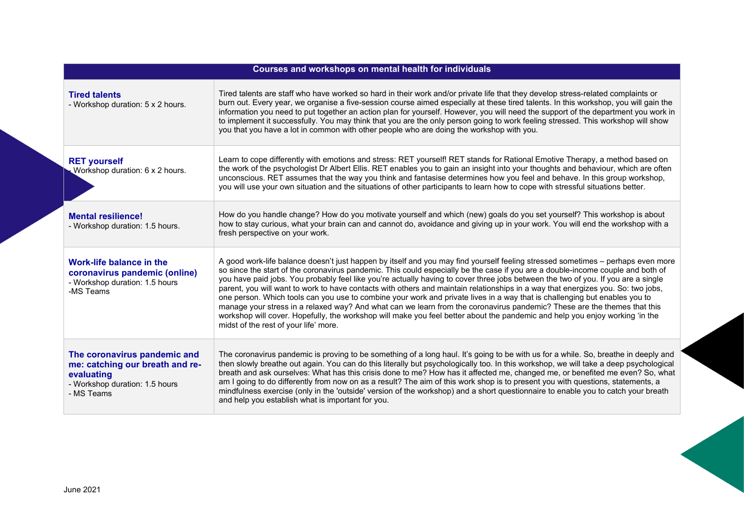| Courses and workshops on mental health for individuals | |
|---|---|
| **Tired talents**<br>- Workshop duration: 5 x 2 hours. | Tired talents are staff who have worked so hard in their work and/or private life that they develop stress-related complaints or burn out. Every year, we organise a five-session course aimed especially at these tired talents. In this workshop, you will gain the information you need to put together an action plan for yourself. However, you will need the support of the department you work in to implement it successfully. You may think that you are the only person going to work feeling stressed. This workshop will show you that you have a lot in common with other people who are doing the workshop with you. |
| **RET yourself**<br>- Workshop duration: 6 x 2 hours. | Learn to cope differently with emotions and stress: RET yourself! RET stands for Rational Emotive Therapy, a method based on the work of the psychologist Dr Albert Ellis. RET enables you to gain an insight into your thoughts and behaviour, which are often unconscious. RET assumes that the way you think and fantasise determines how you feel and behave. In this group workshop, you will use your own situation and the situations of other participants to learn how to cope with stressful situations better. |
| **Mental resilience!**<br>- Workshop duration: 1.5 hours. | How do you handle change? How do you motivate yourself and which (new) goals do you set yourself? This workshop is about how to stay curious, what your brain can and cannot do, avoidance and giving up in your work. You will end the workshop with a fresh perspective on your work. |
| **Work-life balance in the coronavirus pandemic (online)**<br>- Workshop duration: 1.5 hours<br>-MS Teams | A good work-life balance doesn't just happen by itself and you may find yourself feeling stressed sometimes – perhaps even more so since the start of the coronavirus pandemic. This could especially be the case if you are a double-income couple and both of you have paid jobs. You probably feel like you're actually having to cover three jobs between the two of you. If you are a single parent, you will want to work to have contacts with others and maintain relationships in a way that energizes you. So: two jobs, one person. Which tools can you use to combine your work and private lives in a way that is challenging but enables you to manage your stress in a relaxed way? And what can we learn from the coronavirus pandemic? These are the themes that this workshop will cover. Hopefully, the workshop will make you feel better about the pandemic and help you enjoy working 'in the midst of the rest of your life' more. |
| **The coronavirus pandemic and me: catching our breath and re-evaluating**<br>- Workshop duration: 1.5 hours<br>- MS Teams | The coronavirus pandemic is proving to be something of a long haul. It's going to be with us for a while. So, breathe in deeply and then slowly breathe out again. You can do this literally but psychologically too. In this workshop, we will take a deep psychological breath and ask ourselves: What has this crisis done to me? How has it affected me, changed me, or benefited me even? So, what am I going to do differently from now on as a result? The aim of this work shop is to present you with questions, statements, a mindfulness exercise (only in the 'outside' version of the workshop) and a short questionnaire to enable you to catch your breath and help you establish what is important for you. |

June 2021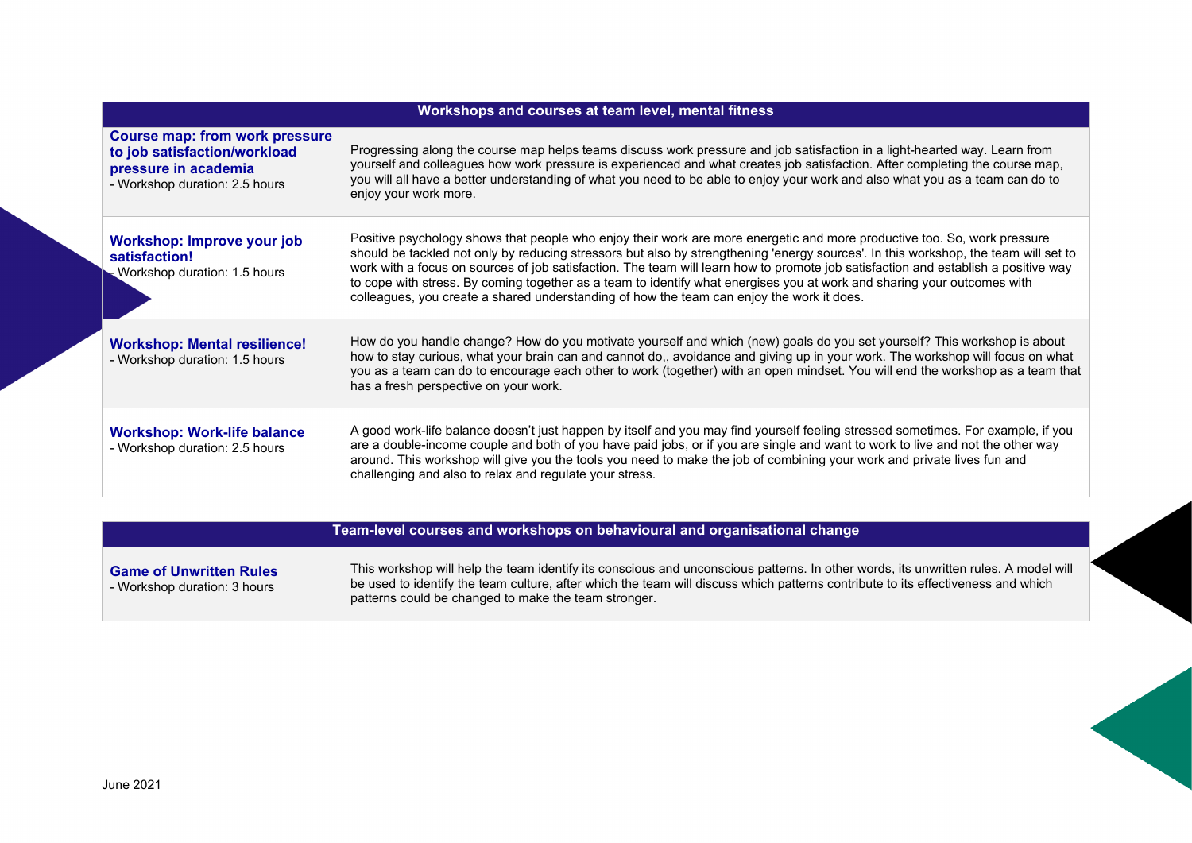| Workshops and courses at team level, mental fitness | |
|---|---|
| **Course map: from work pressure to job satisfaction/workload pressure in academia**<br>- Workshop duration: 2.5 hours | Progressing along the course map helps teams discuss work pressure and job satisfaction in a light-hearted way. Learn from yourself and colleagues how work pressure is experienced and what creates job satisfaction. After completing the course map, you will all have a better understanding of what you need to be able to enjoy your work and also what you as a team can do to enjoy your work more. |
| **Workshop: Improve your job satisfaction!**<br>- Workshop duration: 1.5 hours | Positive psychology shows that people who enjoy their work are more energetic and more productive too. So, work pressure should be tackled not only by reducing stressors but also by strengthening 'energy sources'. In this workshop, the team will set to work with a focus on sources of job satisfaction. The team will learn how to promote job satisfaction and establish a positive way to cope with stress. By coming together as a team to identify what energises you at work and sharing your outcomes with colleagues, you create a shared understanding of how the team can enjoy the work it does. |
| **Workshop: Mental resilience!**<br>- Workshop duration: 1.5 hours | How do you handle change? How do you motivate yourself and which (new) goals do you set yourself? This workshop is about how to stay curious, what your brain can and cannot do,, avoidance and giving up in your work. The workshop will focus on what you as a team can do to encourage each other to work (together) with an open mindset. You will end the workshop as a team that has a fresh perspective on your work. |
| **Workshop: Work-life balance**<br>- Workshop duration: 2.5 hours | A good work-life balance doesn't just happen by itself and you may find yourself feeling stressed sometimes. For example, if you are a double-income couple and both of you have paid jobs, or if you are single and want to work to live and not the other way around. This workshop will give you the tools you need to make the job of combining your work and private lives fun and challenging and also to relax and regulate your stress. |

| Team-level courses and workshops on behavioural and organisational change | |
|---|---|
| **Game of Unwritten Rules**<br>- Workshop duration: 3 hours | This workshop will help the team identify its conscious and unconscious patterns. In other words, its unwritten rules. A model will be used to identify the team culture, after which the team will discuss which patterns contribute to its effectiveness and which patterns could be changed to make the team stronger. |

June 2021